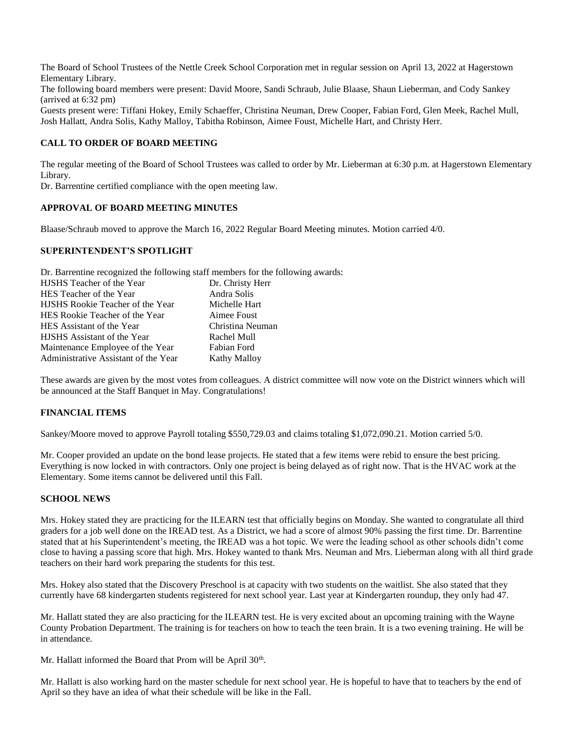The Board of School Trustees of the Nettle Creek School Corporation met in regular session on April 13, 2022 at Hagerstown Elementary Library.

The following board members were present: David Moore, Sandi Schraub, Julie Blaase, Shaun Lieberman, and Cody Sankey (arrived at 6:32 pm)

Guests present were: Tiffani Hokey, Emily Schaeffer, Christina Neuman, Drew Cooper, Fabian Ford, Glen Meek, Rachel Mull, Josh Hallatt, Andra Solis, Kathy Malloy, Tabitha Robinson, Aimee Foust, Michelle Hart, and Christy Herr.

## CALL TO ORDER OF BOARD MEETING

The regular meeting of the Board of School Trustees was called to order by Mr. Lieberman at 6:30 p.m. at Hagerstown Elementary Library.

Dr. Barrentine certified compliance with the open meeting law.

## APPROVAL OF BOARD MEETING MINUTES

Blaase/Schraub moved to approve the March 16, 2022 Regular Board Meeting minutes. Motion carried 4/0.

## SUPERINTENDENT'S SPOTLIGHT

Dr. Barrentine recognized the following staff members for the following awards:

| | |
|---|---|
| HJSHS Teacher of the Year | Dr. Christy Herr |
| HES Teacher of the Year | Andra Solis |
| HJSHS Rookie Teacher of the Year | Michelle Hart |
| HES Rookie Teacher of the Year | Aimee Foust |
| HES Assistant of the Year | Christina Neuman |
| HJSHS Assistant of the Year | Rachel Mull |
| Maintenance Employee of the Year | Fabian Ford |
| Administrative Assistant of the Year | Kathy Malloy |

These awards are given by the most votes from colleagues. A district committee will now vote on the District winners which will be announced at the Staff Banquet in May. Congratulations!

## FINANCIAL ITEMS

Sankey/Moore moved to approve Payroll totaling $550,729.03 and claims totaling $1,072,090.21. Motion carried 5/0.

Mr. Cooper provided an update on the bond lease projects. He stated that a few items were rebid to ensure the best pricing. Everything is now locked in with contractors. Only one project is being delayed as of right now. That is the HVAC work at the Elementary. Some items cannot be delivered until this Fall.

## SCHOOL NEWS

Mrs. Hokey stated they are practicing for the ILEARN test that officially begins on Monday. She wanted to congratulate all third graders for a job well done on the IREAD test. As a District, we had a score of almost 90% passing the first time. Dr. Barrentine stated that at his Superintendent's meeting, the IREAD was a hot topic. We were the leading school as other schools didn't come close to having a passing score that high. Mrs. Hokey wanted to thank Mrs. Neuman and Mrs. Lieberman along with all third grade teachers on their hard work preparing the students for this test.

Mrs. Hokey also stated that the Discovery Preschool is at capacity with two students on the waitlist. She also stated that they currently have 68 kindergarten students registered for next school year. Last year at Kindergarten roundup, they only had 47.

Mr. Hallatt stated they are also practicing for the ILEARN test. He is very excited about an upcoming training with the Wayne County Probation Department. The training is for teachers on how to teach the teen brain. It is a two evening training. He will be in attendance.

Mr. Hallatt informed the Board that Prom will be April 30th.

Mr. Hallatt is also working hard on the master schedule for next school year. He is hopeful to have that to teachers by the end of April so they have an idea of what their schedule will be like in the Fall.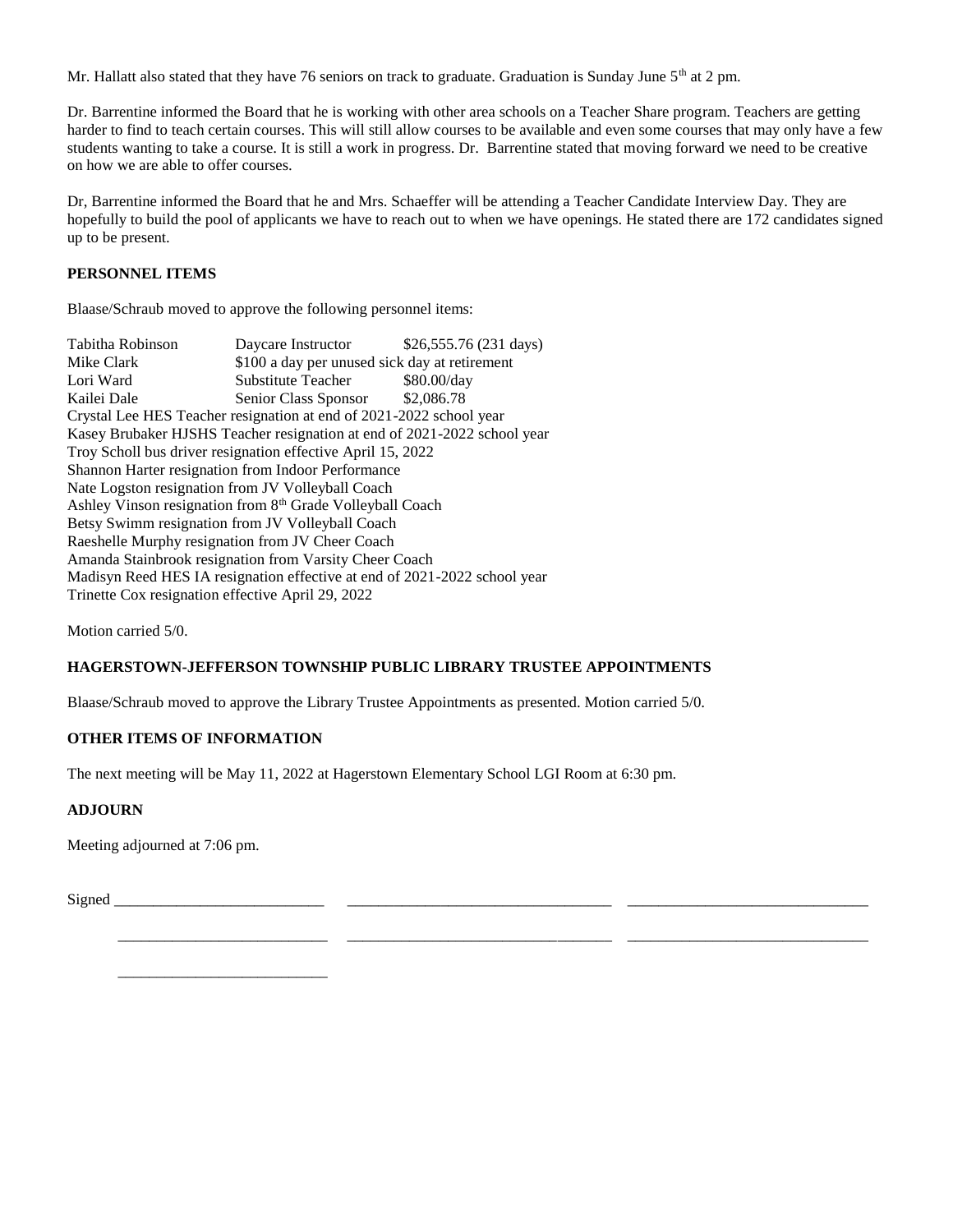Mr. Hallatt also stated that they have 76 seniors on track to graduate. Graduation is Sunday June 5th at 2 pm.

Dr. Barrentine informed the Board that he is working with other area schools on a Teacher Share program. Teachers are getting harder to find to teach certain courses. This will still allow courses to be available and even some courses that may only have a few students wanting to take a course. It is still a work in progress. Dr. Barrentine stated that moving forward we need to be creative on how we are able to offer courses.

Dr, Barrentine informed the Board that he and Mrs. Schaeffer will be attending a Teacher Candidate Interview Day. They are hopefully to build the pool of applicants we have to reach out to when we have openings. He stated there are 172 candidates signed up to be present.

**PERSONNEL ITEMS**

Blaase/Schraub moved to approve the following personnel items:

| | | |
|---|---|---|
| Tabitha Robinson | Daycare Instructor | $26,555.76 (231 days) |
| Mike Clark | $100 a day per unused sick day at retirement | |
| Lori Ward | Substitute Teacher | $80.00/day |
| Kailei Dale | Senior Class Sponsor | $2,086.78 |

Crystal Lee HES Teacher resignation at end of 2021-2022 school year
Kasey Brubaker HJSHS Teacher resignation at end of 2021-2022 school year
Troy Scholl bus driver resignation effective April 15, 2022
Shannon Harter resignation from Indoor Performance
Nate Logston resignation from JV Volleyball Coach
Ashley Vinson resignation from 8th Grade Volleyball Coach
Betsy Swimm resignation from JV Volleyball Coach
Raeshelle Murphy resignation from JV Cheer Coach
Amanda Stainbrook resignation from Varsity Cheer Coach
Madisyn Reed HES IA resignation effective at end of 2021-2022 school year
Trinette Cox resignation effective April 29, 2022

Motion carried 5/0.

**HAGERSTOWN-JEFFERSON TOWNSHIP PUBLIC LIBRARY TRUSTEE APPOINTMENTS**

Blaase/Schraub moved to approve the Library Trustee Appointments as presented. Motion carried 5/0.

**OTHER ITEMS OF INFORMATION**

The next meeting will be May 11, 2022 at Hagerstown Elementary School LGI Room at 6:30 pm.

**ADJOURN**

Meeting adjourned at 7:06 pm.

Signed ___________________________ ___________________________________ _______________________________

___________________________ ___________________________________ _______________________________

___________________________